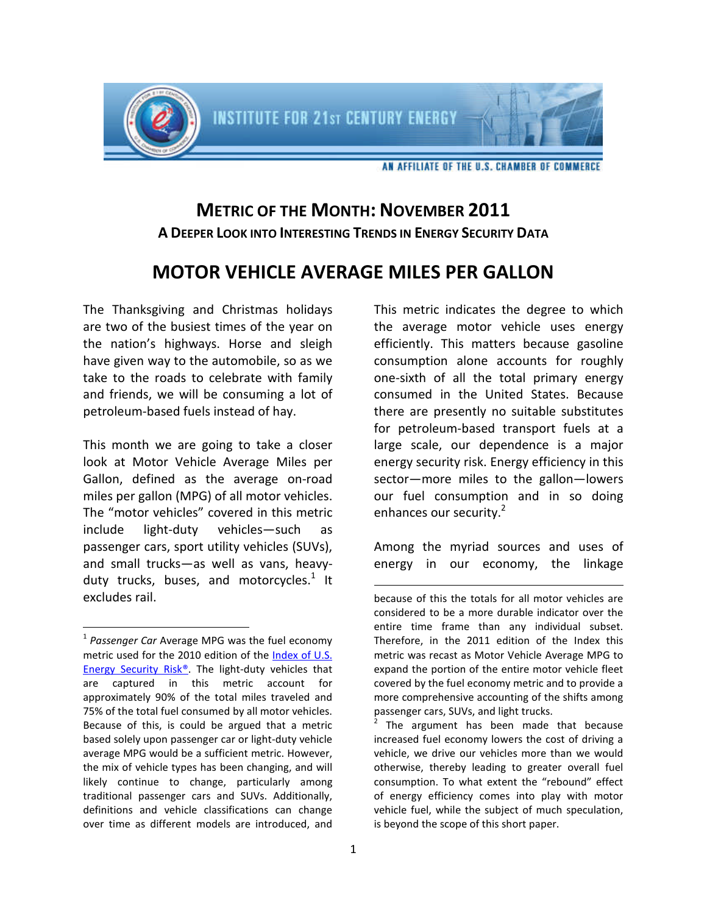# METRIC OF THE MONTH: NOVEMBER 2011

## A DEEPER LOOK INTO INTERESTING TRENDS IN ENERGY SECURITY DATA

# MOTOR VEHICLE AVERAGE MILES PER GALLON

The Thanksgiving and Christmas holidays are two of the busiest times of the year on the nation's highways. Horse and sleigh have given way to the automobile, so as we take to the roads to celebrate with family and friends, we will be consuming a lot of petroleum-based fuels instead of hay.

This month we are going to take a closer look at Motor Vehicle Average Miles per Gallon, defined as the average on-road miles per gallon (MPG) of all motor vehicles. The "motor vehicles" covered in this metric include light-duty vehicles—such as passenger cars, sport utility vehicles (SUVs), and small trucks—as well as vans, heavy-duty trucks, buses, and motorcycles.[1] It excludes rail.

This metric indicates the degree to which the average motor vehicle uses energy efficiently. This matters because gasoline consumption alone accounts for roughly one-sixth of all the total primary energy consumed in the United States. Because there are presently no suitable substitutes for petroleum-based transport fuels at a large scale, our dependence is a major energy security risk. Energy efficiency in this sector—more miles to the gallon—lowers our fuel consumption and in so doing enhances our security.[2]

Among the myriad sources and uses of energy in our economy, the linkage

---

[1] *Passenger Car* Average MPG was the fuel economy metric used for the 2010 edition of the Index of U.S. Energy Security Risk®. The light-duty vehicles that are captured in this metric account for approximately 90% of the total miles traveled and 75% of the total fuel consumed by all motor vehicles. Because of this, is could be argued that a metric based solely upon passenger car or light-duty vehicle average MPG would be a sufficient metric. However, the mix of vehicle types has been changing, and will likely continue to change, particularly among traditional passenger cars and SUVs. Additionally, definitions and vehicle classifications can change over time as different models are introduced, and because of this the totals for all motor vehicles are considered to be a more durable indicator over the entire time frame than any individual subset. Therefore, in the 2011 edition of the Index this metric was recast as Motor Vehicle Average MPG to expand the portion of the entire motor vehicle fleet covered by the fuel economy metric and to provide a more comprehensive accounting of the shifts among passenger cars, SUVs, and light trucks.

[2] The argument has been made that because increased fuel economy lowers the cost of driving a vehicle, we drive our vehicles more than we would otherwise, thereby leading to greater overall fuel consumption. To what extent the "rebound" effect of energy efficiency comes into play with motor vehicle fuel, while the subject of much speculation, is beyond the scope of this short paper.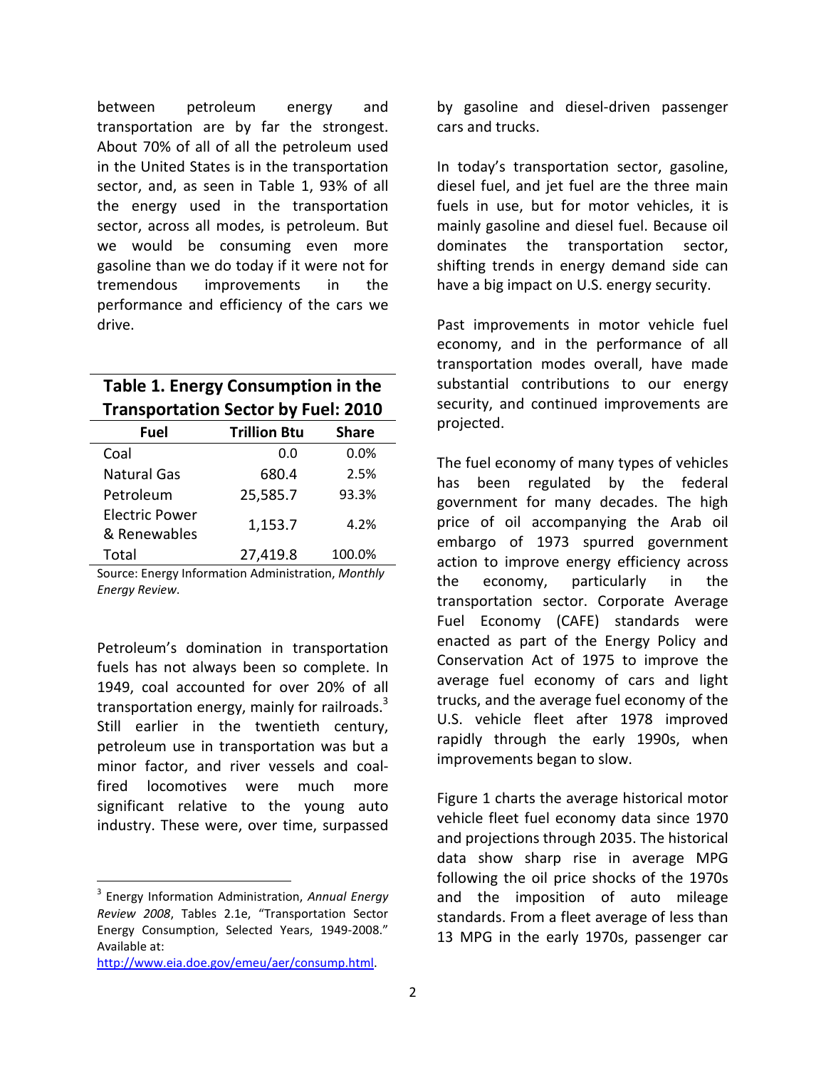between petroleum energy and transportation are by far the strongest. About 70% of all of all the petroleum used in the United States is in the transportation sector, and, as seen in Table 1, 93% of all the energy used in the transportation sector, across all modes, is petroleum. But we would be consuming even more gasoline than we do today if it were not for tremendous improvements in the performance and efficiency of the cars we drive.

**Table 1. Energy Consumption in the Transportation Sector by Fuel: 2010**

| Fuel | Trillion Btu | Share |
|---|---|---|
| Coal | 0.0 | 0.0% |
| Natural Gas | 680.4 | 2.5% |
| Petroleum | 25,585.7 | 93.3% |
| Electric Power & Renewables | 1,153.7 | 4.2% |
| Total | 27,419.8 | 100.0% |

Source: Energy Information Administration, *Monthly Energy Review*.

Petroleum's domination in transportation fuels has not always been so complete. In 1949, coal accounted for over 20% of all transportation energy, mainly for railroads.[3] Still earlier in the twentieth century, petroleum use in transportation was but a minor factor, and river vessels and coal-fired locomotives were much more significant relative to the young auto industry. These were, over time, surpassed by gasoline and diesel-driven passenger cars and trucks.

In today's transportation sector, gasoline, diesel fuel, and jet fuel are the three main fuels in use, but for motor vehicles, it is mainly gasoline and diesel fuel. Because oil dominates the transportation sector, shifting trends in energy demand side can have a big impact on U.S. energy security.

Past improvements in motor vehicle fuel economy, and in the performance of all transportation modes overall, have made substantial contributions to our energy security, and continued improvements are projected.

The fuel economy of many types of vehicles has been regulated by the federal government for many decades. The high price of oil accompanying the Arab oil embargo of 1973 spurred government action to improve energy efficiency across the economy, particularly in the transportation sector. Corporate Average Fuel Economy (CAFE) standards were enacted as part of the Energy Policy and Conservation Act of 1975 to improve the average fuel economy of cars and light trucks, and the average fuel economy of the U.S. vehicle fleet after 1978 improved rapidly through the early 1990s, when improvements began to slow.

Figure 1 charts the average historical motor vehicle fleet fuel economy data since 1970 and projections through 2035. The historical data show sharp rise in average MPG following the oil price shocks of the 1970s and the imposition of auto mileage standards. From a fleet average of less than 13 MPG in the early 1970s, passenger car

---

[3] Energy Information Administration, *Annual Energy Review 2008*, Tables 2.1e, "Transportation Sector Energy Consumption, Selected Years, 1949-2008." Available at: http://www.eia.doe.gov/emeu/aer/consump.html.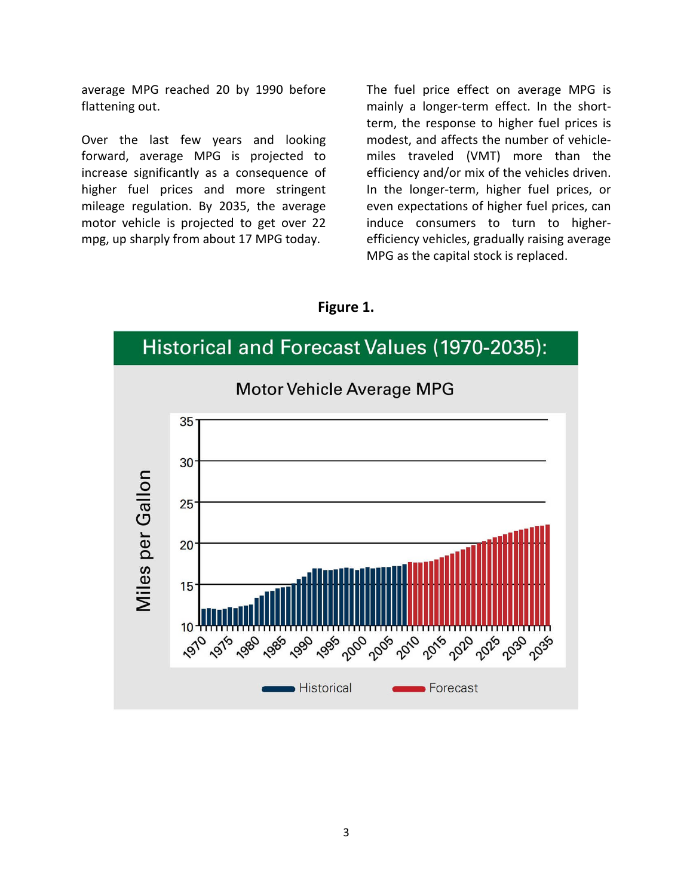average MPG reached 20 by 1990 before flattening out.

Over the last few years and looking forward, average MPG is projected to increase significantly as a consequence of higher fuel prices and more stringent mileage regulation. By 2035, the average motor vehicle is projected to get over 22 mpg, up sharply from about 17 MPG today.

The fuel price effect on average MPG is mainly a longer-term effect. In the short-term, the response to higher fuel prices is modest, and affects the number of vehicle-miles traveled (VMT) more than the efficiency and/or mix of the vehicles driven. In the longer-term, higher fuel prices, or even expectations of higher fuel prices, can induce consumers to turn to higher-efficiency vehicles, gradually raising average MPG as the capital stock is replaced.

**Figure 1.**

Historical and Forecast Values (1970-2035): Motor Vehicle Average MPG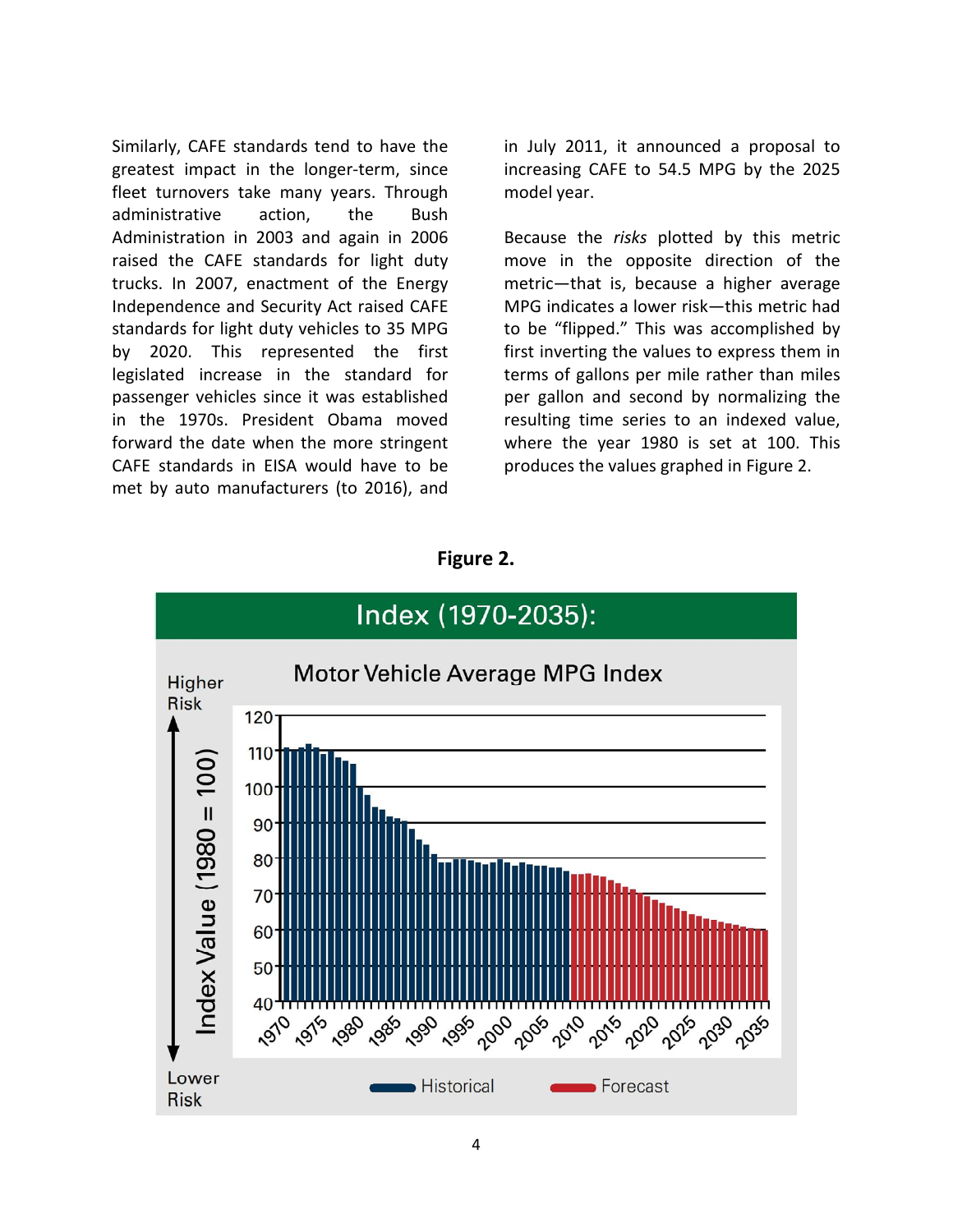Similarly, CAFE standards tend to have the greatest impact in the longer-term, since fleet turnovers take many years. Through administrative action, the Bush Administration in 2003 and again in 2006 raised the CAFE standards for light duty trucks. In 2007, enactment of the Energy Independence and Security Act raised CAFE standards for light duty vehicles to 35 MPG by 2020. This represented the first legislated increase in the standard for passenger vehicles since it was established in the 1970s. President Obama moved forward the date when the more stringent CAFE standards in EISA would have to be met by auto manufacturers (to 2016), and in July 2011, it announced a proposal to increasing CAFE to 54.5 MPG by the 2025 model year.

Because the *risks* plotted by this metric move in the opposite direction of the metric—that is, because a higher average MPG indicates a lower risk—this metric had to be "flipped." This was accomplished by first inverting the values to express them in terms of gallons per mile rather than miles per gallon and second by normalizing the resulting time series to an indexed value, where the year 1980 is set at 100. This produces the values graphed in Figure 2.

**Figure 2.**

Index (1970-2035):

Motor Vehicle Average MPG Index

Higher Risk

Lower Risk

Index Value (1980 = 100)

120
110
100
90
80
70
60
50
40

1970 1975 1980 1985 1990 1995 2000 2005 2010 2015 2020 2025 2030 2035

Historical

Forecast